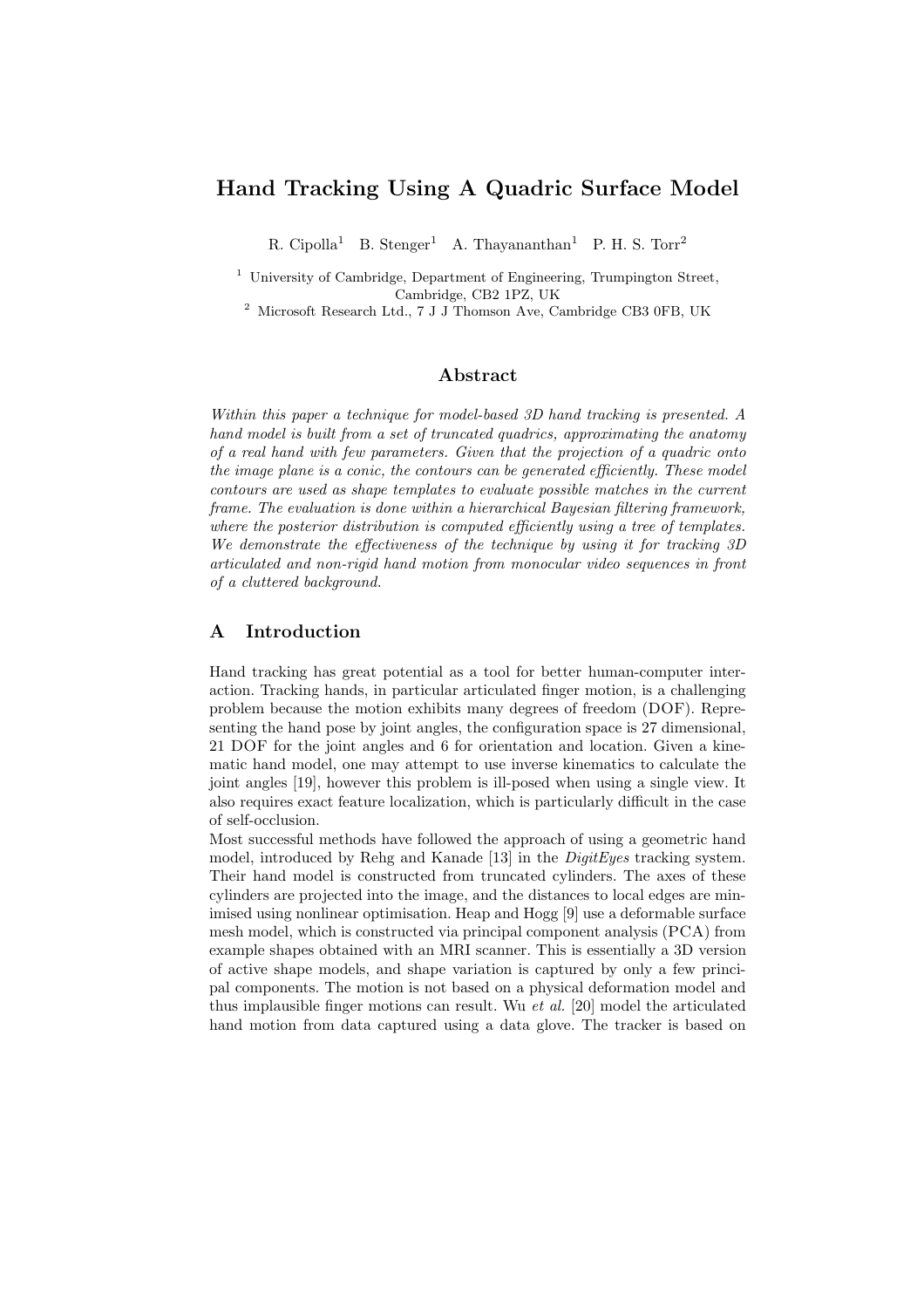# Hand Tracking Using A Quadric Surface Model

R. Cipolla[1] B. Stenger[1] A. Thayananthan[1] P. H. S. Torr[2]

[1] University of Cambridge, Department of Engineering, Trumpington Street, Cambridge, CB2 1PZ, UK

[2] Microsoft Research Ltd., 7 J J Thomson Ave, Cambridge CB3 0FB, UK

## Abstract

*Within this paper a technique for model-based 3D hand tracking is presented. A hand model is built from a set of truncated quadrics, approximating the anatomy of a real hand with few parameters. Given that the projection of a quadric onto the image plane is a conic, the contours can be generated efficiently. These model contours are used as shape templates to evaluate possible matches in the current frame. The evaluation is done within a hierarchical Bayesian filtering framework, where the posterior distribution is computed efficiently using a tree of templates. We demonstrate the effectiveness of the technique by using it for tracking 3D articulated and non-rigid hand motion from monocular video sequences in front of a cluttered background.*

## A Introduction

Hand tracking has great potential as a tool for better human-computer interaction. Tracking hands, in particular articulated finger motion, is a challenging problem because the motion exhibits many degrees of freedom (DOF). Representing the hand pose by joint angles, the configuration space is 27 dimensional, 21 DOF for the joint angles and 6 for orientation and location. Given a kinematic hand model, one may attempt to use inverse kinematics to calculate the joint angles [19], however this problem is ill-posed when using a single view. It also requires exact feature localization, which is particularly difficult in the case of self-occlusion.

Most successful methods have followed the approach of using a geometric hand model, introduced by Rehg and Kanade [13] in the *DigitEyes* tracking system. Their hand model is constructed from truncated cylinders. The axes of these cylinders are projected into the image, and the distances to local edges are minimised using nonlinear optimisation. Heap and Hogg [9] use a deformable surface mesh model, which is constructed via principal component analysis (PCA) from example shapes obtained with an MRI scanner. This is essentially a 3D version of active shape models, and shape variation is captured by only a few principal components. The motion is not based on a physical deformation model and thus implausible finger motions can result. Wu *et al.* [20] model the articulated hand motion from data captured using a data glove. The tracker is based on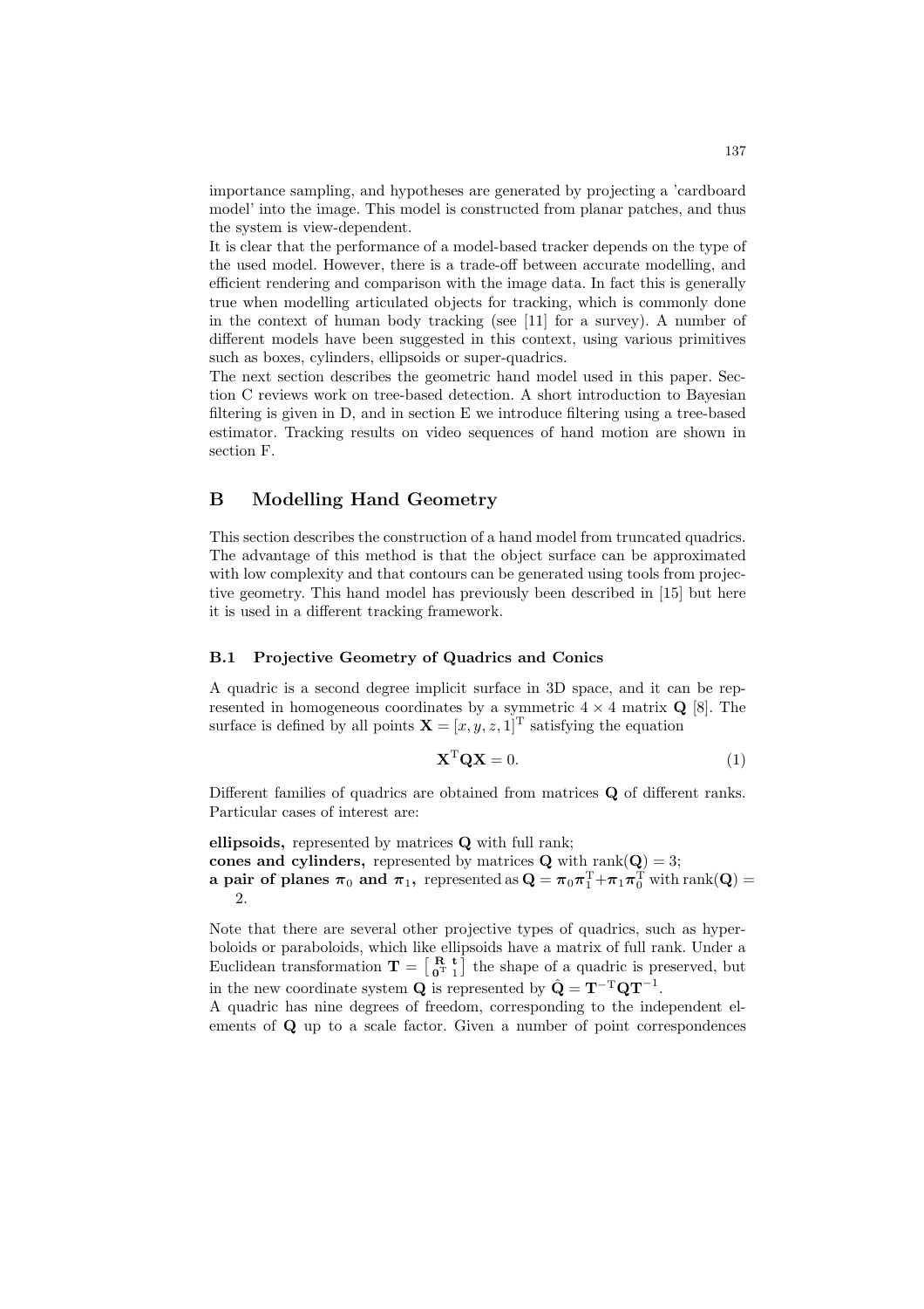importance sampling, and hypotheses are generated by projecting a 'cardboard model' into the image. This model is constructed from planar patches, and thus the system is view-dependent.

It is clear that the performance of a model-based tracker depends on the type of the used model. However, there is a trade-off between accurate modelling, and efficient rendering and comparison with the image data. In fact this is generally true when modelling articulated objects for tracking, which is commonly done in the context of human body tracking (see [11] for a survey). A number of different models have been suggested in this context, using various primitives such as boxes, cylinders, ellipsoids or super-quadrics.

The next section describes the geometric hand model used in this paper. Section C reviews work on tree-based detection. A short introduction to Bayesian filtering is given in D, and in section E we introduce filtering using a tree-based estimator. Tracking results on video sequences of hand motion are shown in section F.

## B Modelling Hand Geometry

This section describes the construction of a hand model from truncated quadrics. The advantage of this method is that the object surface can be approximated with low complexity and that contours can be generated using tools from projective geometry. This hand model has previously been described in [15] but here it is used in a different tracking framework.

### B.1 Projective Geometry of Quadrics and Conics

A quadric is a second degree implicit surface in 3D space, and it can be represented in homogeneous coordinates by a symmetric $4 \times 4$ matrix $\mathbf{Q}$ [8]. The surface is defined by all points $\mathbf{X} = [x, y, z, 1]^{\mathrm{T}}$ satisfying the equation

$$\mathbf{X}^{\mathrm{T}}\mathbf{Q}\mathbf{X} = 0. \tag{1}$$

Different families of quadrics are obtained from matrices $\mathbf{Q}$ of different ranks. Particular cases of interest are:

**ellipsoids,** represented by matrices $\mathbf{Q}$ with full rank;
**cones and cylinders,** represented by matrices $\mathbf{Q}$ with $\mathrm{rank}(\mathbf{Q}) = 3$;
**a pair of planes $\boldsymbol{\pi}_0$ and $\boldsymbol{\pi}_1$,** represented as $\mathbf{Q} = \boldsymbol{\pi}_0\boldsymbol{\pi}_1^{\mathrm{T}} + \boldsymbol{\pi}_1\boldsymbol{\pi}_0^{\mathrm{T}}$ with $\mathrm{rank}(\mathbf{Q}) = 2$.

Note that there are several other projective types of quadrics, such as hyperboloids or paraboloids, which like ellipsoids have a matrix of full rank. Under a Euclidean transformation $\mathbf{T} = \left[\begin{smallmatrix} \mathbf{R} & \mathbf{t} \\ \mathbf{0}^{\mathrm{T}} & 1 \end{smallmatrix}\right]$ the shape of a quadric is preserved, but in the new coordinate system $\mathbf{Q}$ is represented by $\hat{\mathbf{Q}} = \mathbf{T}^{-\mathrm{T}}\mathbf{Q}\mathbf{T}^{-1}$.

A quadric has nine degrees of freedom, corresponding to the independent elements of $\mathbf{Q}$ up to a scale factor. Given a number of point correspondences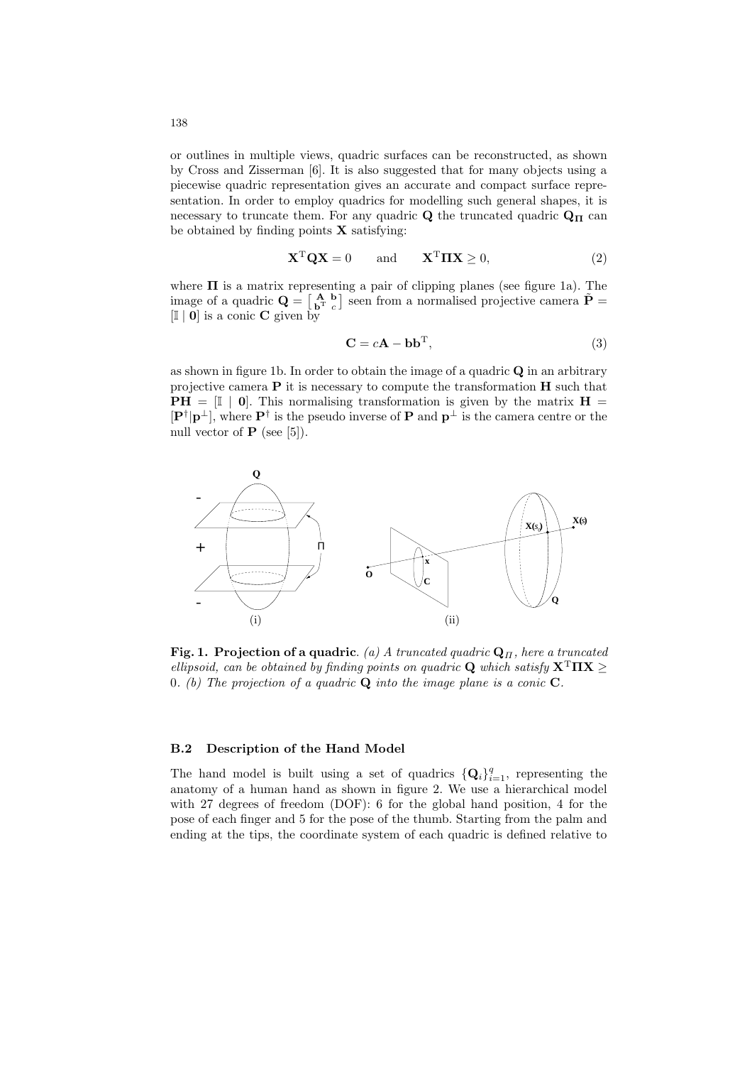or outlines in multiple views, quadric surfaces can be reconstructed, as shown by Cross and Zisserman [6]. It is also suggested that for many objects using a piecewise quadric representation gives an accurate and compact surface representation. In order to employ quadrics for modelling such general shapes, it is necessary to truncate them. For any quadric $\mathbf{Q}$ the truncated quadric $\mathbf{Q}_{\mathbf{\Pi}}$ can be obtained by finding points $\mathbf{X}$ satisfying:

$$\mathbf{X}^{\mathrm{T}}\mathbf{Q}\mathbf{X} = 0 \qquad \text{and} \qquad \mathbf{X}^{\mathrm{T}}\mathbf{\Pi}\mathbf{X} \geq 0, \tag{2}$$

where $\mathbf{\Pi}$ is a matrix representing a pair of clipping planes (see figure 1a). The image of a quadric $\mathbf{Q} = \left[\begin{smallmatrix} \mathbf{A} & \mathbf{b} \\ \mathbf{b}^{\mathrm{T}} & c \end{smallmatrix}\right]$ seen from a normalised projective camera $\tilde{\mathbf{P}} = [\mathbb{I} \mid \mathbf{0}]$ is a conic $\mathbf{C}$ given by

$$\mathbf{C} = c\mathbf{A} - \mathbf{b}\mathbf{b}^{\mathrm{T}}, \tag{3}$$

as shown in figure 1b. In order to obtain the image of a quadric $\mathbf{Q}$ in an arbitrary projective camera $\mathbf{P}$ it is necessary to compute the transformation $\mathbf{H}$ such that $\mathbf{PH} = [\mathbb{I} \mid \mathbf{0}]$. This normalising transformation is given by the matrix $\mathbf{H} = [\mathbf{P}^{\dagger}|\mathbf{p}^{\perp}]$, where $\mathbf{P}^{\dagger}$ is the pseudo inverse of $\mathbf{P}$ and $\mathbf{p}^{\perp}$ is the camera centre or the null vector of $\mathbf{P}$ (see [5]).

**Fig. 1. Projection of a quadric**. *(a) A truncated quadric $\mathbf{Q}_{\Pi}$, here a truncated ellipsoid, can be obtained by finding points on quadric $\mathbf{Q}$ which satisfy $\mathbf{X}^{\mathrm{T}}\mathbf{\Pi}\mathbf{X} \geq 0$. (b) The projection of a quadric $\mathbf{Q}$ into the image plane is a conic $\mathbf{C}$.*

### B.2 Description of the Hand Model

The hand model is built using a set of quadrics $\{\mathbf{Q}_i\}_{i=1}^{q}$, representing the anatomy of a human hand as shown in figure 2. We use a hierarchical model with 27 degrees of freedom (DOF): 6 for the global hand position, 4 for the pose of each finger and 5 for the pose of the thumb. Starting from the palm and ending at the tips, the coordinate system of each quadric is defined relative to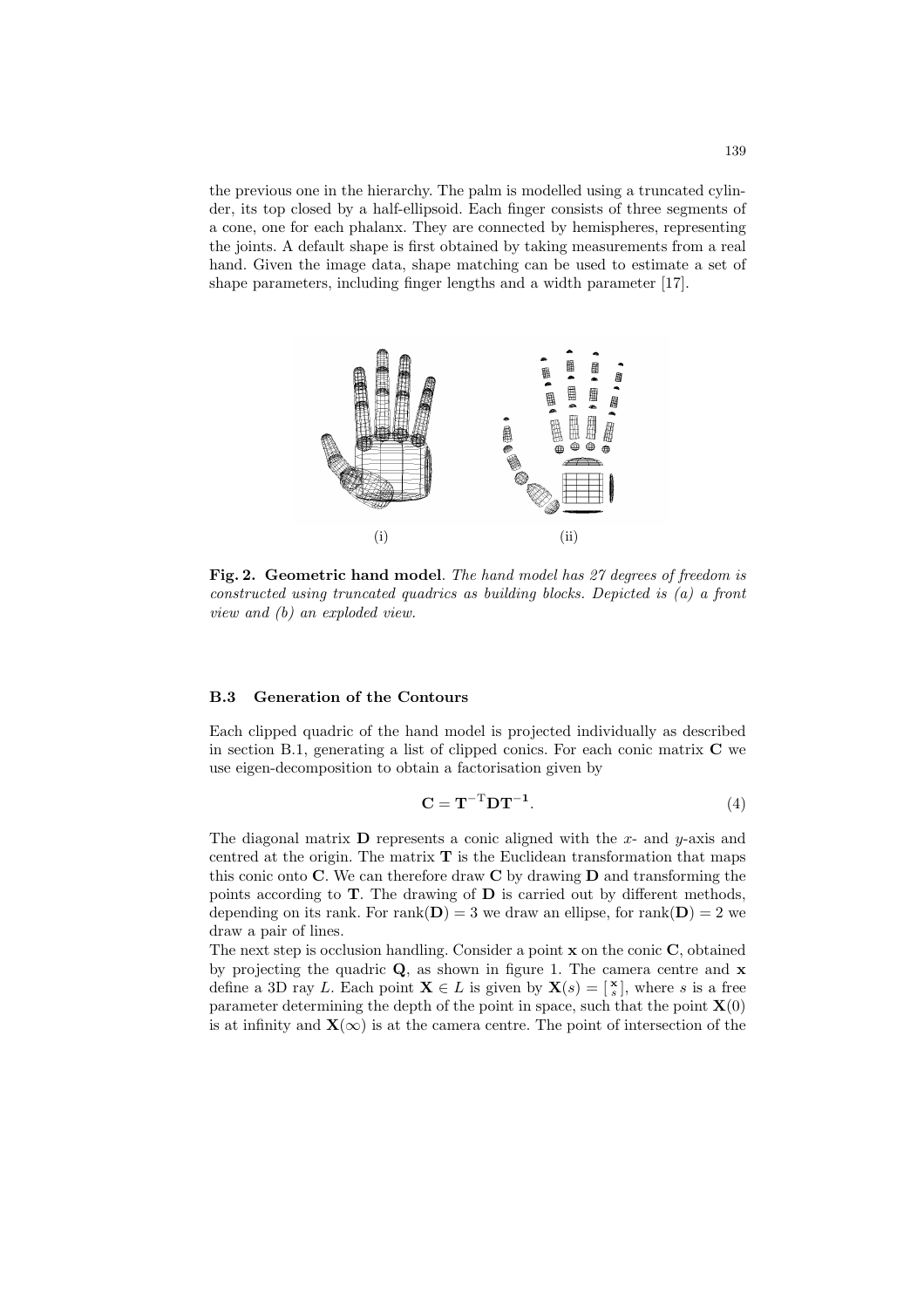the previous one in the hierarchy. The palm is modelled using a truncated cylinder, its top closed by a half-ellipsoid. Each finger consists of three segments of a cone, one for each phalanx. They are connected by hemispheres, representing the joints. A default shape is first obtained by taking measurements from a real hand. Given the image data, shape matching can be used to estimate a set of shape parameters, including finger lengths and a width parameter [17].

(i) (ii)

**Fig. 2. Geometric hand model**. *The hand model has 27 degrees of freedom is constructed using truncated quadrics as building blocks. Depicted is (a) a front view and (b) an exploded view.*

### B.3 Generation of the Contours

Each clipped quadric of the hand model is projected individually as described in section B.1, generating a list of clipped conics. For each conic matrix $\mathbf{C}$ we use eigen-decomposition to obtain a factorisation given by

$$\mathbf{C} = \mathbf{T}^{-\mathrm{T}}\mathbf{D}\mathbf{T}^{-\mathbf{1}}. \tag{4}$$

The diagonal matrix $\mathbf{D}$ represents a conic aligned with the $x$- and $y$-axis and centred at the origin. The matrix $\mathbf{T}$ is the Euclidean transformation that maps this conic onto $\mathbf{C}$. We can therefore draw $\mathbf{C}$ by drawing $\mathbf{D}$ and transforming the points according to $\mathbf{T}$. The drawing of $\mathbf{D}$ is carried out by different methods, depending on its rank. For $\text{rank}(\mathbf{D}) = 3$ we draw an ellipse, for $\text{rank}(\mathbf{D}) = 2$ we draw a pair of lines.

The next step is occlusion handling. Consider a point $\mathbf{x}$ on the conic $\mathbf{C}$, obtained by projecting the quadric $\mathbf{Q}$, as shown in figure 1. The camera centre and $\mathbf{x}$ define a 3D ray $L$. Each point $\mathbf{X} \in L$ is given by $\mathbf{X}(s) = \left[\begin{smallmatrix}\mathbf{x}\\ s\end{smallmatrix}\right]$, where $s$ is a free parameter determining the depth of the point in space, such that the point $\mathbf{X}(0)$ is at infinity and $\mathbf{X}(\infty)$ is at the camera centre. The point of intersection of the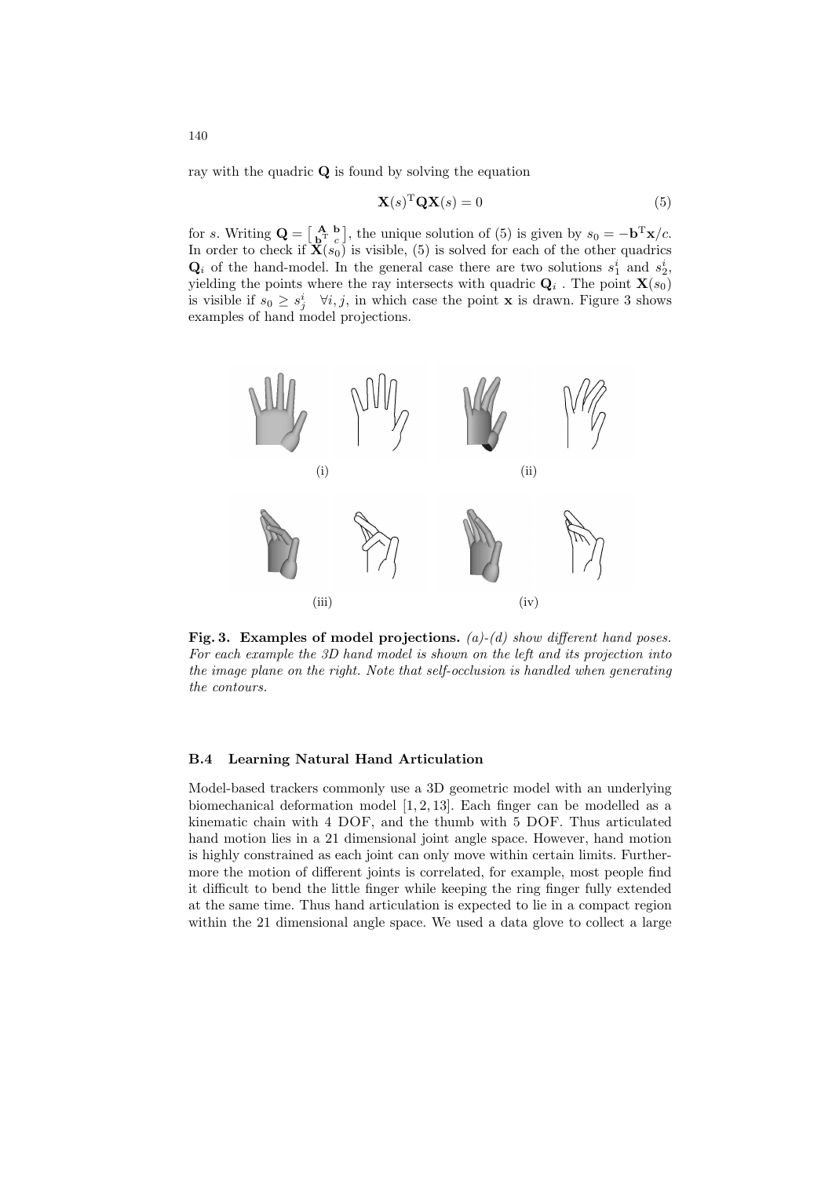ray with the quadric $\mathbf{Q}$ is found by solving the equation

$$\mathbf{X}(s)^{\mathrm{T}}\mathbf{Q}\mathbf{X}(s) = 0 \tag{5}$$

for $s$. Writing $\mathbf{Q} = \left[\begin{smallmatrix} \mathbf{A} & \mathbf{b} \\ \mathbf{b}^{\mathrm{T}} & c \end{smallmatrix}\right]$, the unique solution of (5) is given by $s_0 = -\mathbf{b}^{\mathrm{T}}\mathbf{x}/c$. In order to check if $\mathbf{X}(s_0)$ is visible, (5) is solved for each of the other quadrics $\mathbf{Q}_i$ of the hand-model. In the general case there are two solutions $s_1^i$ and $s_2^i$, yielding the points where the ray intersects with quadric $\mathbf{Q}_i$ . The point $\mathbf{X}(s_0)$ is visible if $s_0 \geq s_j^i \quad \forall i, j$, in which case the point $\mathbf{x}$ is drawn. Figure 3 shows examples of hand model projections.

(i) (ii)

(iii) (iv)

**Fig. 3. Examples of model projections.** *(a)-(d) show different hand poses. For each example the 3D hand model is shown on the left and its projection into the image plane on the right. Note that self-occlusion is handled when generating the contours.*

### B.4 Learning Natural Hand Articulation

Model-based trackers commonly use a 3D geometric model with an underlying biomechanical deformation model [1, 2, 13]. Each finger can be modelled as a kinematic chain with 4 DOF, and the thumb with 5 DOF. Thus articulated hand motion lies in a 21 dimensional joint angle space. However, hand motion is highly constrained as each joint can only move within certain limits. Furthermore the motion of different joints is correlated, for example, most people find it difficult to bend the little finger while keeping the ring finger fully extended at the same time. Thus hand articulation is expected to lie in a compact region within the 21 dimensional angle space. We used a data glove to collect a large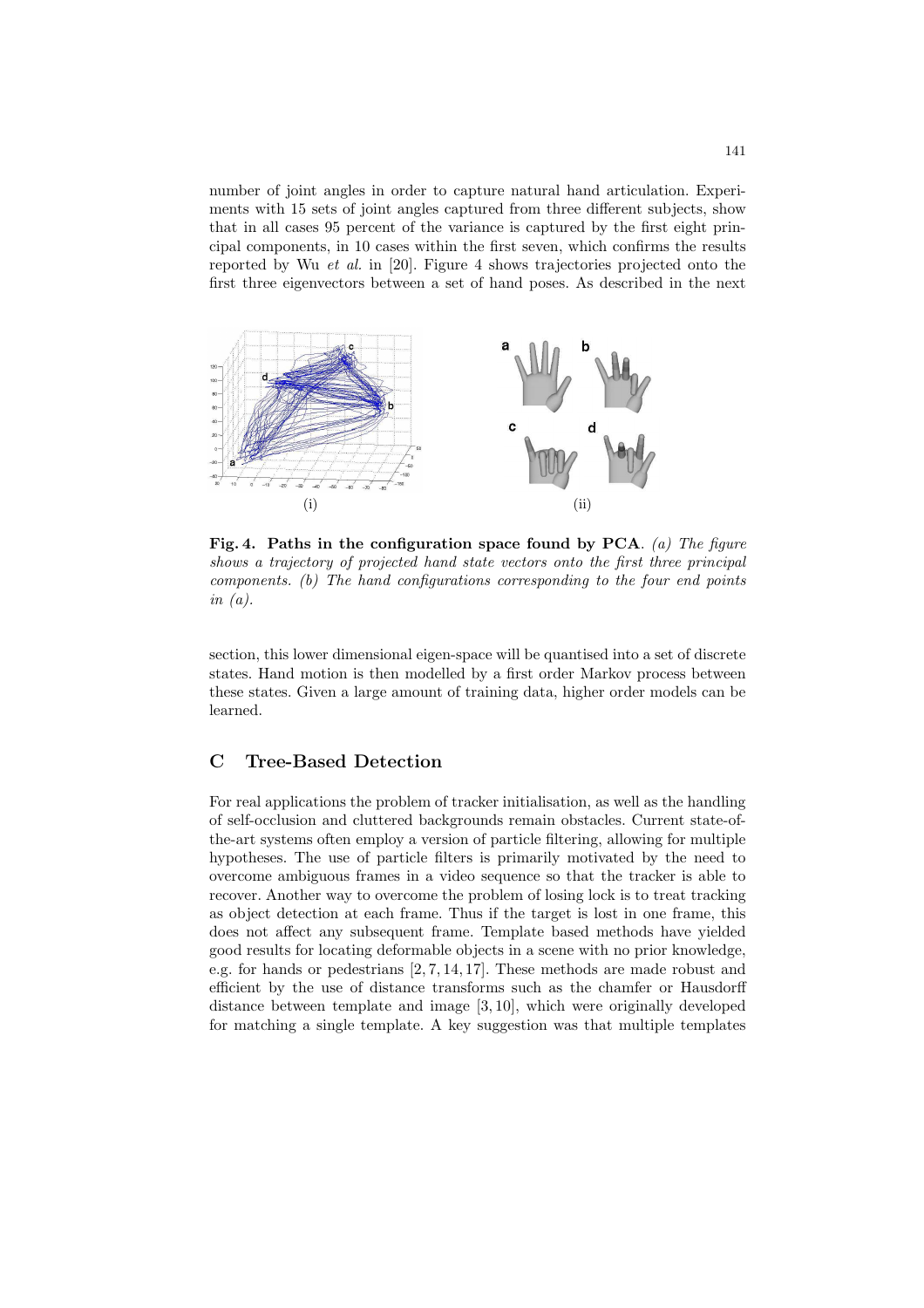number of joint angles in order to capture natural hand articulation. Experiments with 15 sets of joint angles captured from three different subjects, show that in all cases 95 percent of the variance is captured by the first eight principal components, in 10 cases within the first seven, which confirms the results reported by Wu *et al.* in [20]. Figure 4 shows trajectories projected onto the first three eigenvectors between a set of hand poses. As described in the next

(i) (ii)

**Fig. 4. Paths in the configuration space found by PCA**. *(a) The figure shows a trajectory of projected hand state vectors onto the first three principal components. (b) The hand configurations corresponding to the four end points in (a).*

section, this lower dimensional eigen-space will be quantised into a set of discrete states. Hand motion is then modelled by a first order Markov process between these states. Given a large amount of training data, higher order models can be learned.

## C Tree-Based Detection

For real applications the problem of tracker initialisation, as well as the handling of self-occlusion and cluttered backgrounds remain obstacles. Current state-of-the-art systems often employ a version of particle filtering, allowing for multiple hypotheses. The use of particle filters is primarily motivated by the need to overcome ambiguous frames in a video sequence so that the tracker is able to recover. Another way to overcome the problem of losing lock is to treat tracking as object detection at each frame. Thus if the target is lost in one frame, this does not affect any subsequent frame. Template based methods have yielded good results for locating deformable objects in a scene with no prior knowledge, e.g. for hands or pedestrians [2, 7, 14, 17]. These methods are made robust and efficient by the use of distance transforms such as the chamfer or Hausdorff distance between template and image [3, 10], which were originally developed for matching a single template. A key suggestion was that multiple templates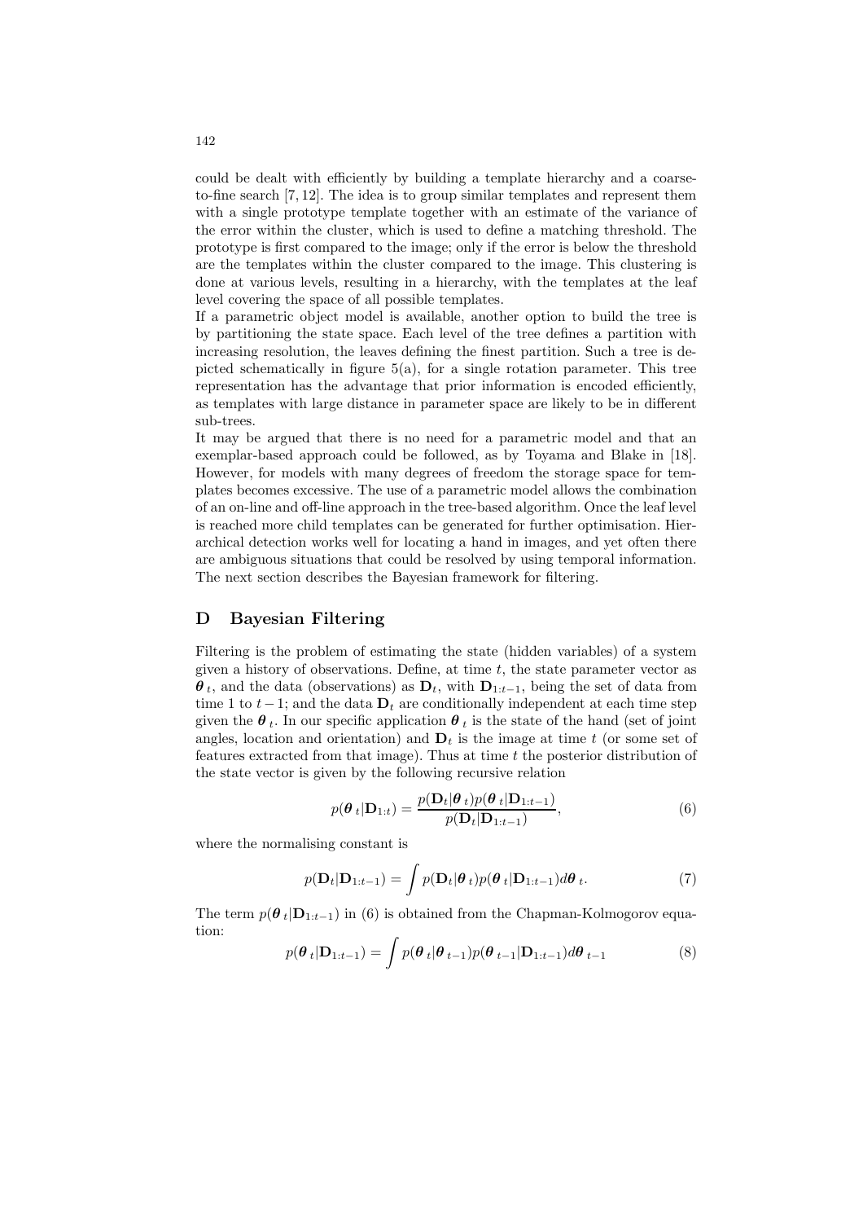could be dealt with efficiently by building a template hierarchy and a coarse-to-fine search [7, 12]. The idea is to group similar templates and represent them with a single prototype template together with an estimate of the variance of the error within the cluster, which is used to define a matching threshold. The prototype is first compared to the image; only if the error is below the threshold are the templates within the cluster compared to the image. This clustering is done at various levels, resulting in a hierarchy, with the templates at the leaf level covering the space of all possible templates.

If a parametric object model is available, another option to build the tree is by partitioning the state space. Each level of the tree defines a partition with increasing resolution, the leaves defining the finest partition. Such a tree is depicted schematically in figure 5(a), for a single rotation parameter. This tree representation has the advantage that prior information is encoded efficiently, as templates with large distance in parameter space are likely to be in different sub-trees.

It may be argued that there is no need for a parametric model and that an exemplar-based approach could be followed, as by Toyama and Blake in [18]. However, for models with many degrees of freedom the storage space for templates becomes excessive. The use of a parametric model allows the combination of an on-line and off-line approach in the tree-based algorithm. Once the leaf level is reached more child templates can be generated for further optimisation. Hierarchical detection works well for locating a hand in images, and yet often there are ambiguous situations that could be resolved by using temporal information. The next section describes the Bayesian framework for filtering.

## D Bayesian Filtering

Filtering is the problem of estimating the state (hidden variables) of a system given a history of observations. Define, at time $t$, the state parameter vector as $\boldsymbol{\theta}_t$, and the data (observations) as $\mathbf{D}_t$, with $\mathbf{D}_{1:t-1}$, being the set of data from time 1 to $t-1$; and the data $\mathbf{D}_t$ are conditionally independent at each time step given the $\boldsymbol{\theta}_t$. In our specific application $\boldsymbol{\theta}_t$ is the state of the hand (set of joint angles, location and orientation) and $\mathbf{D}_t$ is the image at time $t$ (or some set of features extracted from that image). Thus at time $t$ the posterior distribution of the state vector is given by the following recursive relation

$$p(\boldsymbol{\theta}_t|\mathbf{D}_{1:t}) = \frac{p(\mathbf{D}_t|\boldsymbol{\theta}_t)p(\boldsymbol{\theta}_t|\mathbf{D}_{1:t-1})}{p(\mathbf{D}_t|\mathbf{D}_{1:t-1})}, \tag{6}$$

where the normalising constant is

$$p(\mathbf{D}_t|\mathbf{D}_{1:t-1}) = \int p(\mathbf{D}_t|\boldsymbol{\theta}_t)p(\boldsymbol{\theta}_t|\mathbf{D}_{1:t-1})d\boldsymbol{\theta}_t. \tag{7}$$

The term $p(\boldsymbol{\theta}_t|\mathbf{D}_{1:t-1})$ in (6) is obtained from the Chapman-Kolmogorov equation:

$$p(\boldsymbol{\theta}_t|\mathbf{D}_{1:t-1}) = \int p(\boldsymbol{\theta}_t|\boldsymbol{\theta}_{t-1})p(\boldsymbol{\theta}_{t-1}|\mathbf{D}_{1:t-1})d\boldsymbol{\theta}_{t-1} \tag{8}$$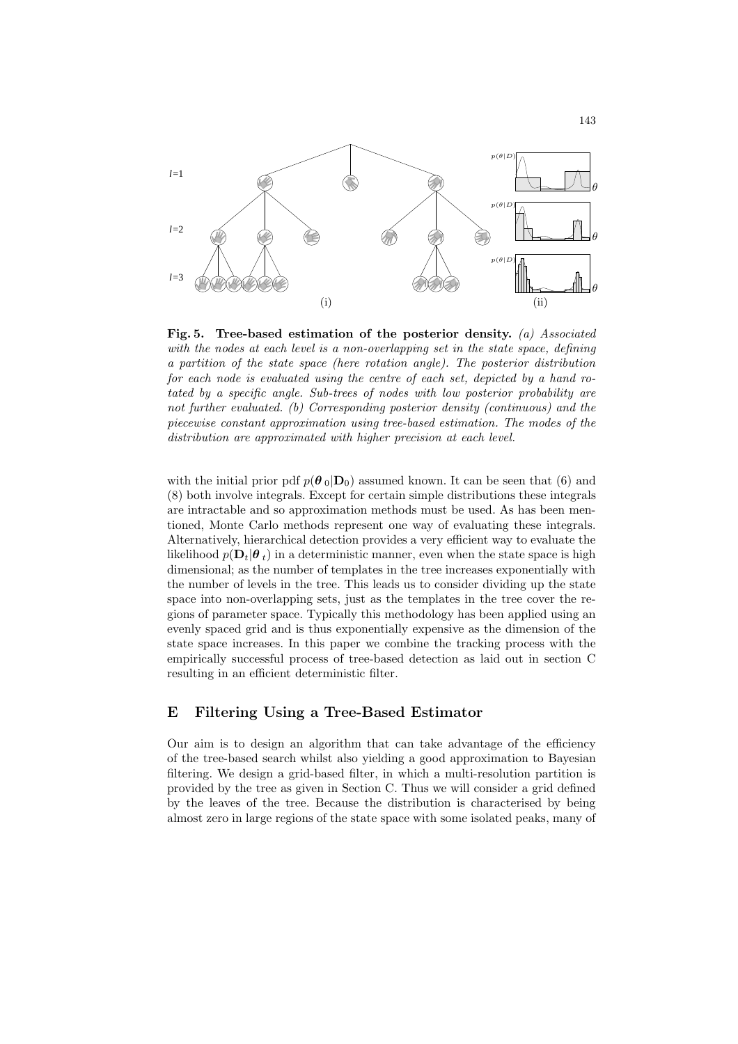l=1

l=2

l=3

(i)

(ii)

$p(\theta|D)$

$\theta$

**Fig. 5. Tree-based estimation of the posterior density.** *(a) Associated with the nodes at each level is a non-overlapping set in the state space, defining a partition of the state space (here rotation angle). The posterior distribution for each node is evaluated using the centre of each set, depicted by a hand rotated by a specific angle. Sub-trees of nodes with low posterior probability are not further evaluated. (b) Corresponding posterior density (continuous) and the piecewise constant approximation using tree-based estimation. The modes of the distribution are approximated with higher precision at each level.*

with the initial prior pdf $p(\boldsymbol{\theta}_0|\mathbf{D}_0)$ assumed known. It can be seen that (6) and (8) both involve integrals. Except for certain simple distributions these integrals are intractable and so approximation methods must be used. As has been mentioned, Monte Carlo methods represent one way of evaluating these integrals. Alternatively, hierarchical detection provides a very efficient way to evaluate the likelihood $p(\mathbf{D}_t|\boldsymbol{\theta}_t)$ in a deterministic manner, even when the state space is high dimensional; as the number of templates in the tree increases exponentially with the number of levels in the tree. This leads us to consider dividing up the state space into non-overlapping sets, just as the templates in the tree cover the regions of parameter space. Typically this methodology has been applied using an evenly spaced grid and is thus exponentially expensive as the dimension of the state space increases. In this paper we combine the tracking process with the empirically successful process of tree-based detection as laid out in section C resulting in an efficient deterministic filter.

## E Filtering Using a Tree-Based Estimator

Our aim is to design an algorithm that can take advantage of the efficiency of the tree-based search whilst also yielding a good approximation to Bayesian filtering. We design a grid-based filter, in which a multi-resolution partition is provided by the tree as given in Section C. Thus we will consider a grid defined by the leaves of the tree. Because the distribution is characterised by being almost zero in large regions of the state space with some isolated peaks, many of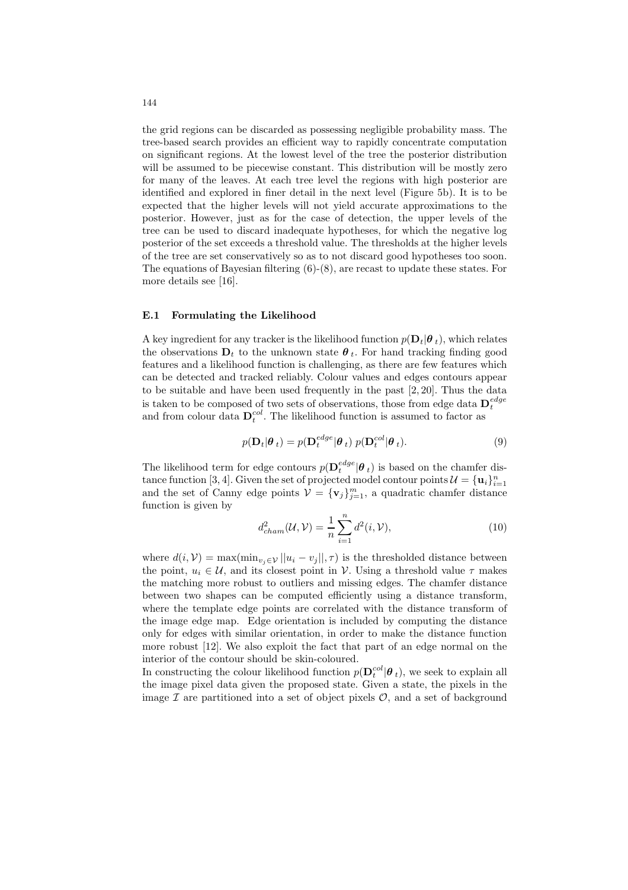the grid regions can be discarded as possessing negligible probability mass. The tree-based search provides an efficient way to rapidly concentrate computation on significant regions. At the lowest level of the tree the posterior distribution will be assumed to be piecewise constant. This distribution will be mostly zero for many of the leaves. At each tree level the regions with high posterior are identified and explored in finer detail in the next level (Figure 5b). It is to be expected that the higher levels will not yield accurate approximations to the posterior. However, just as for the case of detection, the upper levels of the tree can be used to discard inadequate hypotheses, for which the negative log posterior of the set exceeds a threshold value. The thresholds at the higher levels of the tree are set conservatively so as to not discard good hypotheses too soon. The equations of Bayesian filtering (6)-(8), are recast to update these states. For more details see [16].

### E.1 Formulating the Likelihood

A key ingredient for any tracker is the likelihood function $p(\mathbf{D}_t|\boldsymbol{\theta}_t)$, which relates the observations $\mathbf{D}_t$ to the unknown state $\boldsymbol{\theta}_t$. For hand tracking finding good features and a likelihood function is challenging, as there are few features which can be detected and tracked reliably. Colour values and edges contours appear to be suitable and have been used frequently in the past [2, 20]. Thus the data is taken to be composed of two sets of observations, those from edge data $\mathbf{D}_t^{edge}$ and from colour data $\mathbf{D}_t^{col}$. The likelihood function is assumed to factor as

$$p(\mathbf{D}_t|\boldsymbol{\theta}_t) = p(\mathbf{D}_t^{edge}|\boldsymbol{\theta}_t)\, p(\mathbf{D}_t^{col}|\boldsymbol{\theta}_t). \tag{9}$$

The likelihood term for edge contours $p(\mathbf{D}_t^{edge}|\boldsymbol{\theta}_t)$ is based on the chamfer distance function [3, 4]. Given the set of projected model contour points $\mathcal{U} = \{\mathbf{u}_i\}_{i=1}^n$ and the set of Canny edge points $\mathcal{V} = \{\mathbf{v}_j\}_{j=1}^m$, a quadratic chamfer distance function is given by

$$d_{cham}^2(\mathcal{U}, \mathcal{V}) = \frac{1}{n} \sum_{i=1}^{n} d^2(i, \mathcal{V}), \tag{10}$$

where $d(i, \mathcal{V}) = \max(\min_{v_j \in \mathcal{V}} ||u_i - v_j||, \tau)$ is the thresholded distance between the point, $u_i \in \mathcal{U}$, and its closest point in $\mathcal{V}$. Using a threshold value $\tau$ makes the matching more robust to outliers and missing edges. The chamfer distance between two shapes can be computed efficiently using a distance transform, where the template edge points are correlated with the distance transform of the image edge map. Edge orientation is included by computing the distance only for edges with similar orientation, in order to make the distance function more robust [12]. We also exploit the fact that part of an edge normal on the interior of the contour should be skin-coloured.

In constructing the colour likelihood function $p(\mathbf{D}_t^{col}|\boldsymbol{\theta}_t)$, we seek to explain all the image pixel data given the proposed state. Given a state, the pixels in the image $\mathcal{I}$ are partitioned into a set of object pixels $\mathcal{O}$, and a set of background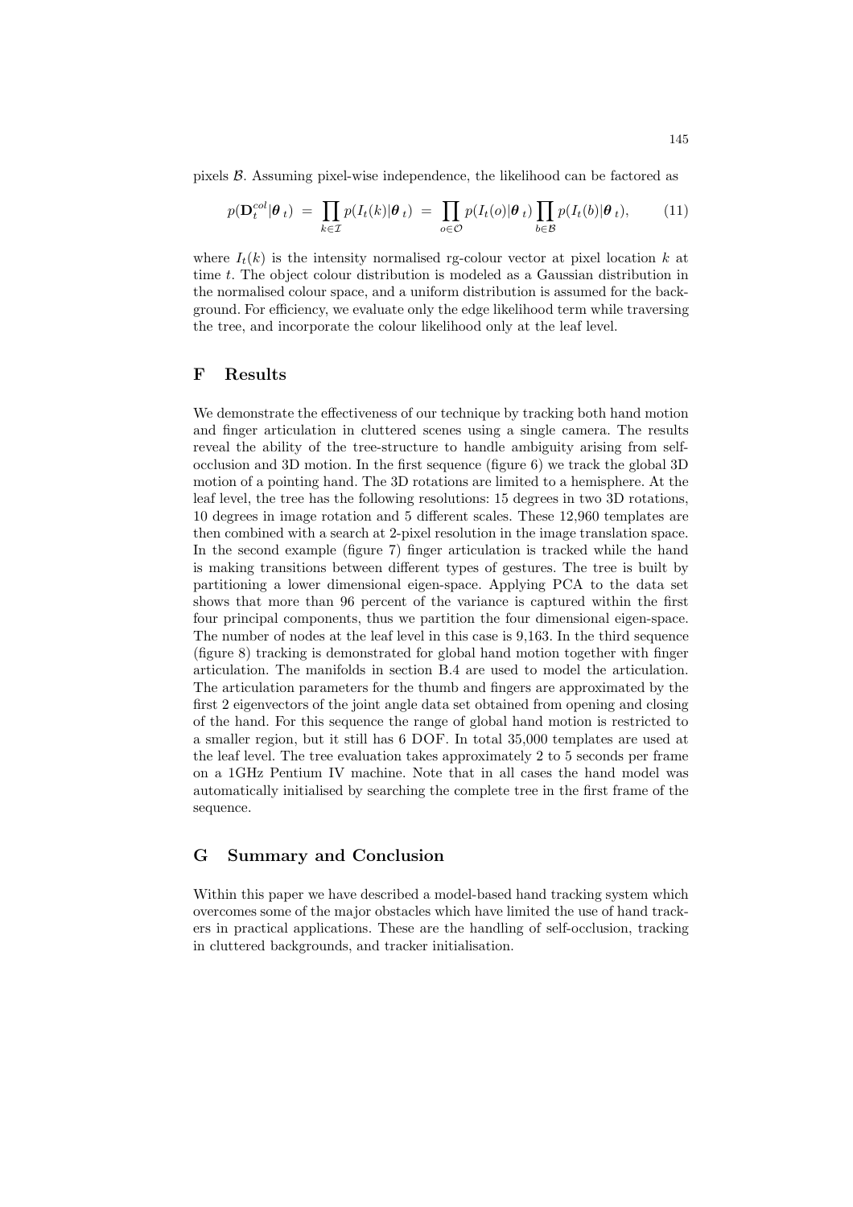pixels $\mathcal{B}$. Assuming pixel-wise independence, the likelihood can be factored as

$$p(\mathbf{D}_t^{col}|\boldsymbol{\theta}_t) = \prod_{k \in \mathcal{I}} p(I_t(k)|\boldsymbol{\theta}_t) = \prod_{o \in \mathcal{O}} p(I_t(o)|\boldsymbol{\theta}_t) \prod_{b \in \mathcal{B}} p(I_t(b)|\boldsymbol{\theta}_t), \tag{11}$$

where $I_t(k)$ is the intensity normalised rg-colour vector at pixel location $k$ at time $t$. The object colour distribution is modeled as a Gaussian distribution in the normalised colour space, and a uniform distribution is assumed for the background. For efficiency, we evaluate only the edge likelihood term while traversing the tree, and incorporate the colour likelihood only at the leaf level.

## F Results

We demonstrate the effectiveness of our technique by tracking both hand motion and finger articulation in cluttered scenes using a single camera. The results reveal the ability of the tree-structure to handle ambiguity arising from self-occlusion and 3D motion. In the first sequence (figure 6) we track the global 3D motion of a pointing hand. The 3D rotations are limited to a hemisphere. At the leaf level, the tree has the following resolutions: 15 degrees in two 3D rotations, 10 degrees in image rotation and 5 different scales. These 12,960 templates are then combined with a search at 2-pixel resolution in the image translation space. In the second example (figure 7) finger articulation is tracked while the hand is making transitions between different types of gestures. The tree is built by partitioning a lower dimensional eigen-space. Applying PCA to the data set shows that more than 96 percent of the variance is captured within the first four principal components, thus we partition the four dimensional eigen-space. The number of nodes at the leaf level in this case is 9,163. In the third sequence (figure 8) tracking is demonstrated for global hand motion together with finger articulation. The manifolds in section B.4 are used to model the articulation. The articulation parameters for the thumb and fingers are approximated by the first 2 eigenvectors of the joint angle data set obtained from opening and closing of the hand. For this sequence the range of global hand motion is restricted to a smaller region, but it still has 6 DOF. In total 35,000 templates are used at the leaf level. The tree evaluation takes approximately 2 to 5 seconds per frame on a 1GHz Pentium IV machine. Note that in all cases the hand model was automatically initialised by searching the complete tree in the first frame of the sequence.

## G Summary and Conclusion

Within this paper we have described a model-based hand tracking system which overcomes some of the major obstacles which have limited the use of hand trackers in practical applications. These are the handling of self-occlusion, tracking in cluttered backgrounds, and tracker initialisation.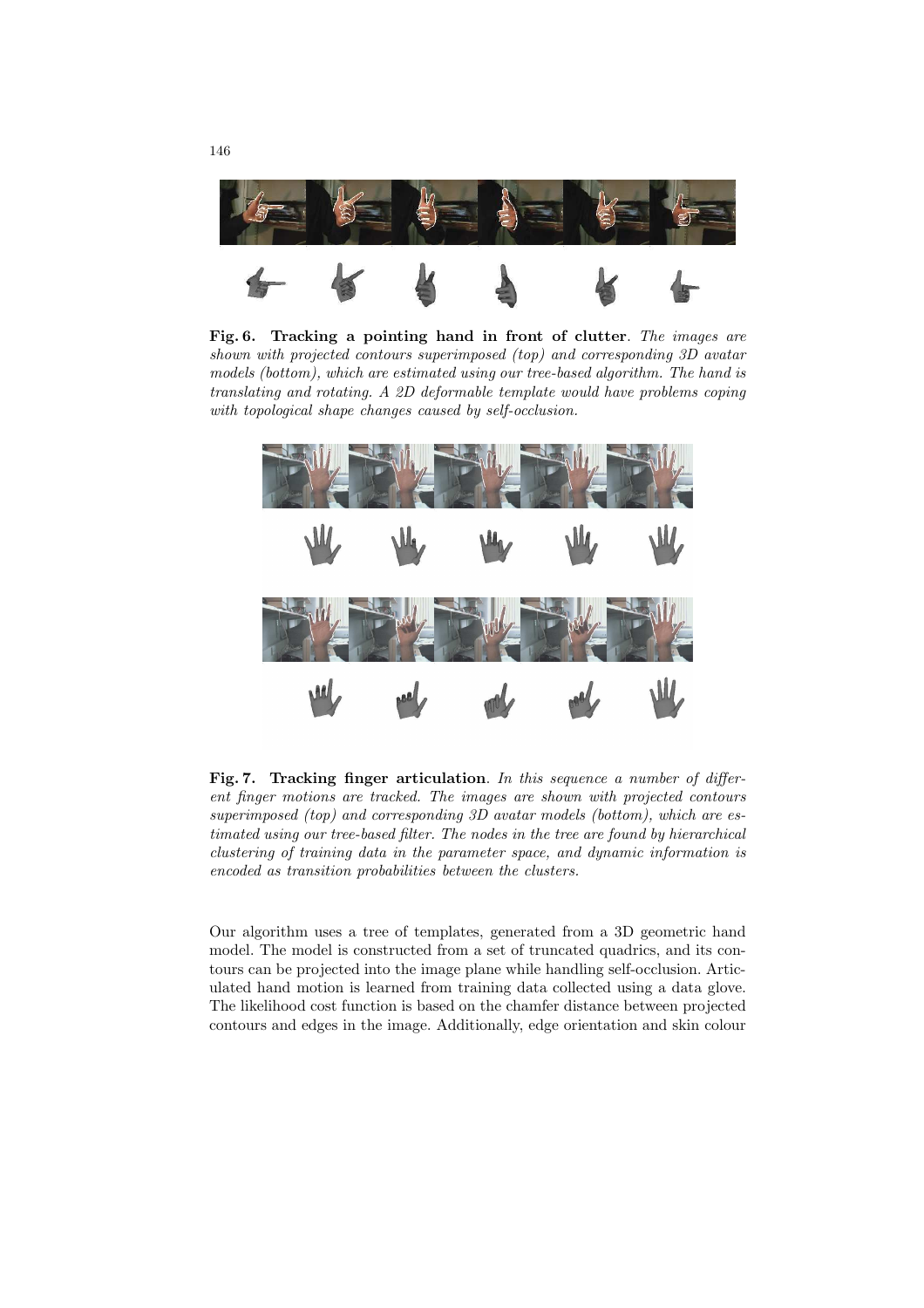**Fig. 6. Tracking a pointing hand in front of clutter**. *The images are shown with projected contours superimposed (top) and corresponding 3D avatar models (bottom), which are estimated using our tree-based algorithm. The hand is translating and rotating. A 2D deformable template would have problems coping with topological shape changes caused by self-occlusion.*

**Fig. 7. Tracking finger articulation**. *In this sequence a number of different finger motions are tracked. The images are shown with projected contours superimposed (top) and corresponding 3D avatar models (bottom), which are estimated using our tree-based filter. The nodes in the tree are found by hierarchical clustering of training data in the parameter space, and dynamic information is encoded as transition probabilities between the clusters.*

Our algorithm uses a tree of templates, generated from a 3D geometric hand model. The model is constructed from a set of truncated quadrics, and its contours can be projected into the image plane while handling self-occlusion. Articulated hand motion is learned from training data collected using a data glove. The likelihood cost function is based on the chamfer distance between projected contours and edges in the image. Additionally, edge orientation and skin colour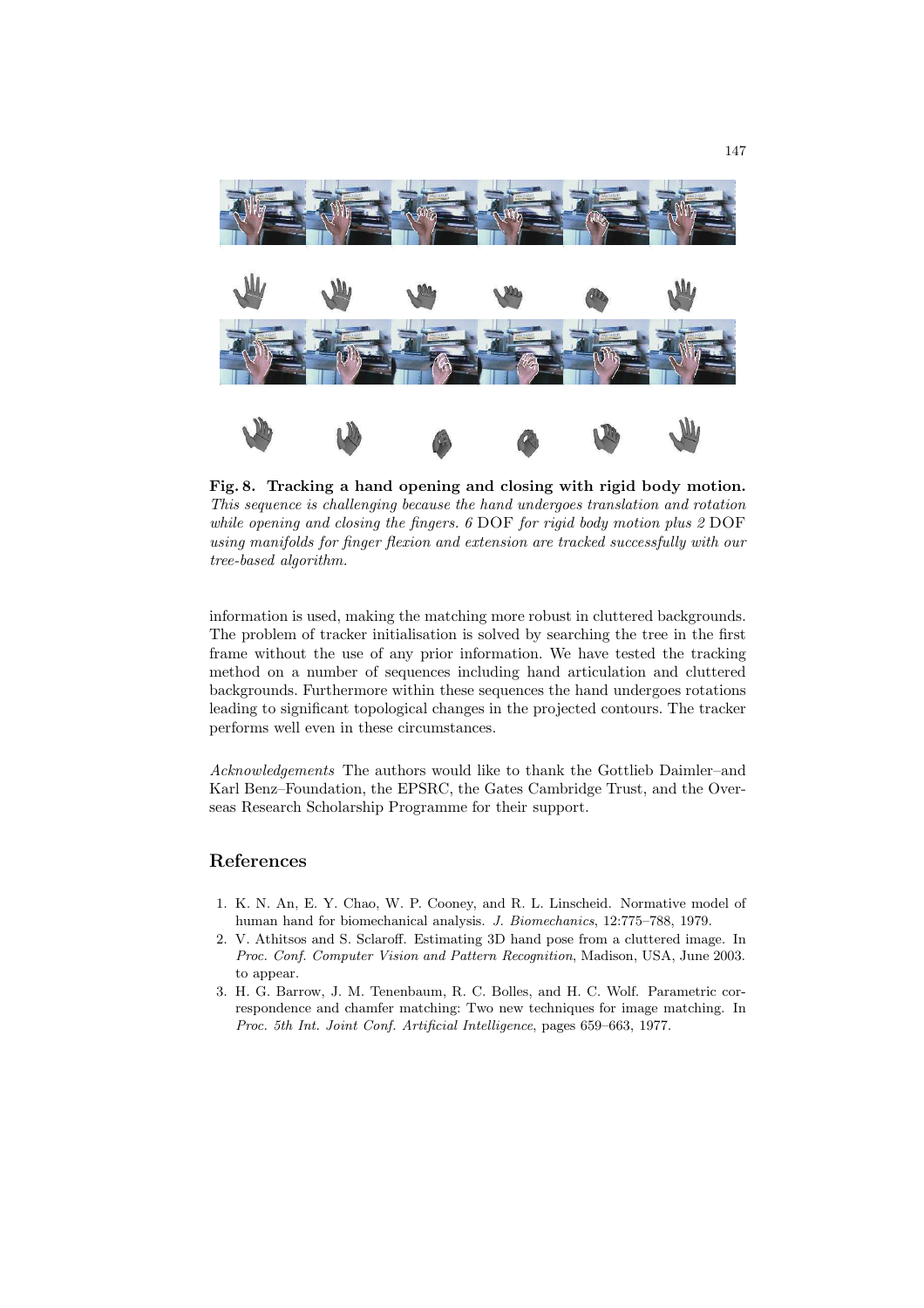**Fig. 8. Tracking a hand opening and closing with rigid body motion.** *This sequence is challenging because the hand undergoes translation and rotation while opening and closing the fingers. 6* DOF *for rigid body motion plus 2* DOF *using manifolds for finger flexion and extension are tracked successfully with our tree-based algorithm.*

information is used, making the matching more robust in cluttered backgrounds. The problem of tracker initialisation is solved by searching the tree in the first frame without the use of any prior information. We have tested the tracking method on a number of sequences including hand articulation and cluttered backgrounds. Furthermore within these sequences the hand undergoes rotations leading to significant topological changes in the projected contours. The tracker performs well even in these circumstances.

*Acknowledgements* The authors would like to thank the Gottlieb Daimler–and Karl Benz–Foundation, the EPSRC, the Gates Cambridge Trust, and the Overseas Research Scholarship Programme for their support.

## References

1. K. N. An, E. Y. Chao, W. P. Cooney, and R. L. Linscheid. Normative model of human hand for biomechanical analysis. *J. Biomechanics*, 12:775–788, 1979.
2. V. Athitsos and S. Sclaroff. Estimating 3D hand pose from a cluttered image. In *Proc. Conf. Computer Vision and Pattern Recognition*, Madison, USA, June 2003. to appear.
3. H. G. Barrow, J. M. Tenenbaum, R. C. Bolles, and H. C. Wolf. Parametric correspondence and chamfer matching: Two new techniques for image matching. In *Proc. 5th Int. Joint Conf. Artificial Intelligence*, pages 659–663, 1977.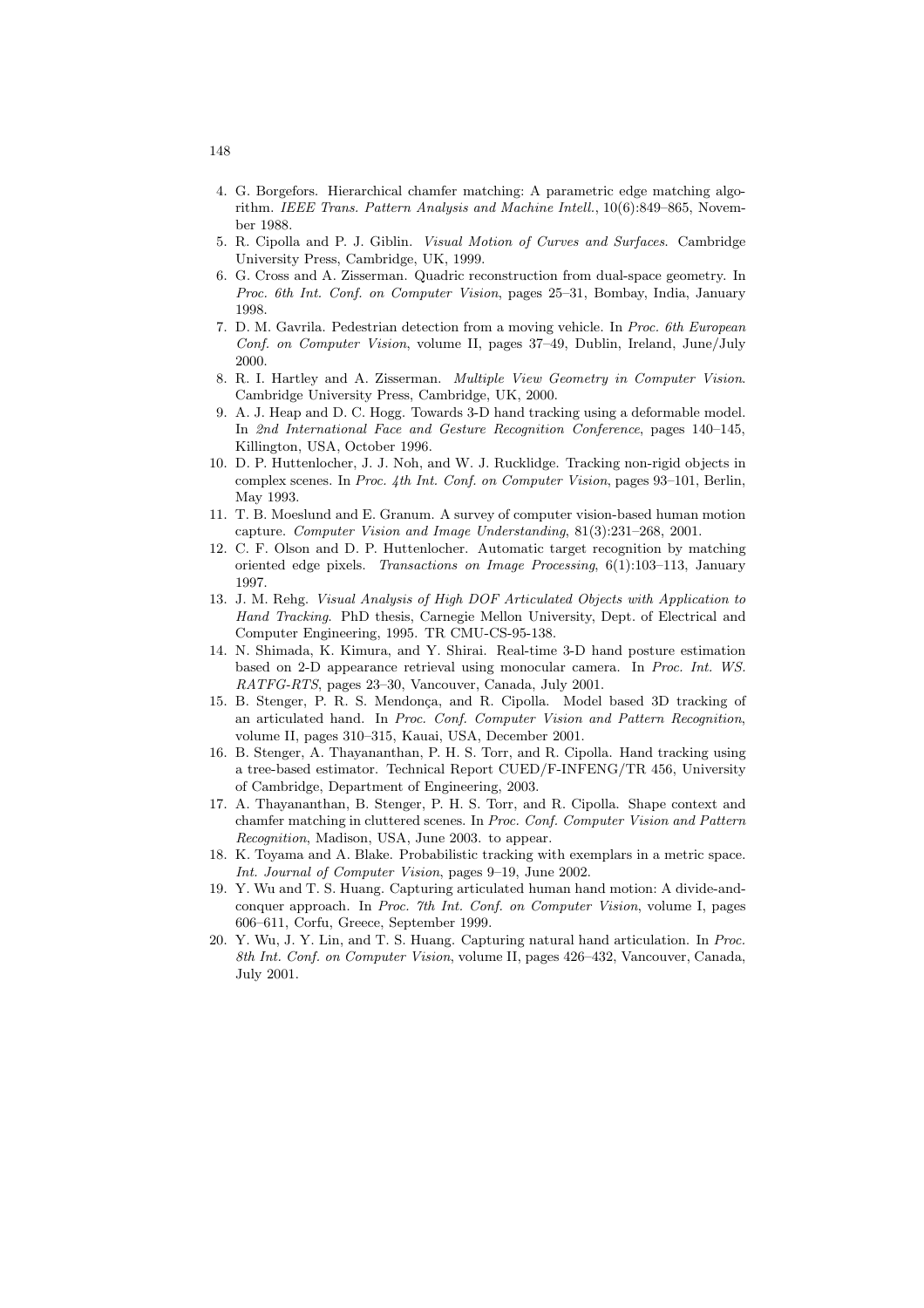4. G. Borgefors. Hierarchical chamfer matching: A parametric edge matching algorithm. *IEEE Trans. Pattern Analysis and Machine Intell.*, 10(6):849–865, November 1988.
5. R. Cipolla and P. J. Giblin. *Visual Motion of Curves and Surfaces*. Cambridge University Press, Cambridge, UK, 1999.
6. G. Cross and A. Zisserman. Quadric reconstruction from dual-space geometry. In *Proc. 6th Int. Conf. on Computer Vision*, pages 25–31, Bombay, India, January 1998.
7. D. M. Gavrila. Pedestrian detection from a moving vehicle. In *Proc. 6th European Conf. on Computer Vision*, volume II, pages 37–49, Dublin, Ireland, June/July 2000.
8. R. I. Hartley and A. Zisserman. *Multiple View Geometry in Computer Vision*. Cambridge University Press, Cambridge, UK, 2000.
9. A. J. Heap and D. C. Hogg. Towards 3-D hand tracking using a deformable model. In *2nd International Face and Gesture Recognition Conference*, pages 140–145, Killington, USA, October 1996.
10. D. P. Huttenlocher, J. J. Noh, and W. J. Rucklidge. Tracking non-rigid objects in complex scenes. In *Proc. 4th Int. Conf. on Computer Vision*, pages 93–101, Berlin, May 1993.
11. T. B. Moeslund and E. Granum. A survey of computer vision-based human motion capture. *Computer Vision and Image Understanding*, 81(3):231–268, 2001.
12. C. F. Olson and D. P. Huttenlocher. Automatic target recognition by matching oriented edge pixels. *Transactions on Image Processing*, 6(1):103–113, January 1997.
13. J. M. Rehg. *Visual Analysis of High DOF Articulated Objects with Application to Hand Tracking*. PhD thesis, Carnegie Mellon University, Dept. of Electrical and Computer Engineering, 1995. TR CMU-CS-95-138.
14. N. Shimada, K. Kimura, and Y. Shirai. Real-time 3-D hand posture estimation based on 2-D appearance retrieval using monocular camera. In *Proc. Int. WS. RATFG-RTS*, pages 23–30, Vancouver, Canada, July 2001.
15. B. Stenger, P. R. S. Mendonça, and R. Cipolla. Model based 3D tracking of an articulated hand. In *Proc. Conf. Computer Vision and Pattern Recognition*, volume II, pages 310–315, Kauai, USA, December 2001.
16. B. Stenger, A. Thayananthan, P. H. S. Torr, and R. Cipolla. Hand tracking using a tree-based estimator. Technical Report CUED/F-INFENG/TR 456, University of Cambridge, Department of Engineering, 2003.
17. A. Thayananthan, B. Stenger, P. H. S. Torr, and R. Cipolla. Shape context and chamfer matching in cluttered scenes. In *Proc. Conf. Computer Vision and Pattern Recognition*, Madison, USA, June 2003. to appear.
18. K. Toyama and A. Blake. Probabilistic tracking with exemplars in a metric space. *Int. Journal of Computer Vision*, pages 9–19, June 2002.
19. Y. Wu and T. S. Huang. Capturing articulated human hand motion: A divide-and-conquer approach. In *Proc. 7th Int. Conf. on Computer Vision*, volume I, pages 606–611, Corfu, Greece, September 1999.
20. Y. Wu, J. Y. Lin, and T. S. Huang. Capturing natural hand articulation. In *Proc. 8th Int. Conf. on Computer Vision*, volume II, pages 426–432, Vancouver, Canada, July 2001.